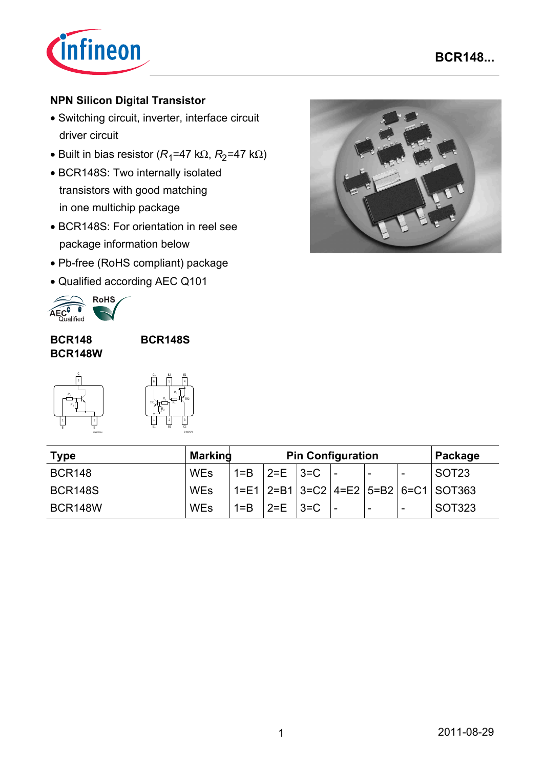## NPN Silicon Digital Transistor

- Switching circuit, inverter, interface circuit driver circuit
- Built in bias resistor ($R_1$=47 kΩ, $R_2$=47 kΩ)
- BCR148S: Two internally isolated transistors with good matching in one multichip package
- BCR148S: For orientation in reel see package information below
- Pb-free (RoHS compliant) package
- Qualified according AEC Q101

**BCR148**
**BCR148W**

**BCR148S**

| Type | Marking | Pin Configuration | | | | | | Package |
|---|---|---|---|---|---|---|---|---|
| BCR148 | WEs | 1=B | 2=E | 3=C | - | - | - | SOT23 |
| BCR148S | WEs | 1=E1 | 2=B1 | 3=C2 | 4=E2 | 5=B2 | 6=C1 | SOT363 |
| BCR148W | WEs | 1=B | 2=E | 3=C | - | - | - | SOT323 |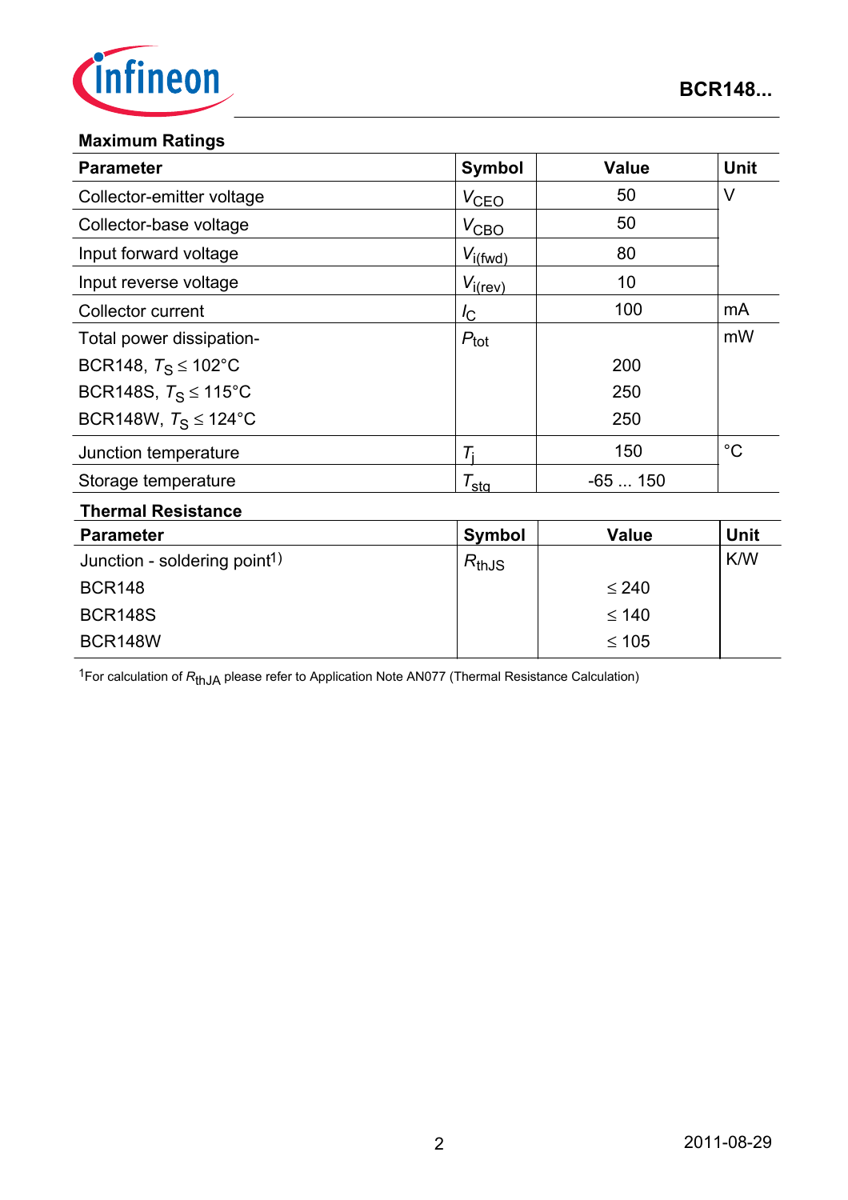## Maximum Ratings

| Parameter | Symbol | Value | Unit |
|---|---|---|---|
| Collector-emitter voltage | $V_{CEO}$ | 50 | V |
| Collector-base voltage | $V_{CBO}$ | 50 | |
| Input forward voltage | $V_{i(fwd)}$ | 80 | |
| Input reverse voltage | $V_{i(rev)}$ | 10 | |
| Collector current | $I_C$ | 100 | mA |
| Total power dissipation- | $P_{tot}$ | | mW |
| BCR148, $T_S \leq 102°C$ | | 200 | |
| BCR148S, $T_S \leq 115°C$ | | 250 | |
| BCR148W, $T_S \leq 124°C$ | | 250 | |
| Junction temperature | $T_j$ | 150 | °C |
| Storage temperature | $T_{stg}$ | -65 ... 150 | |

## Thermal Resistance

| Parameter | Symbol | Value | Unit |
|---|---|---|---|
| Junction - soldering point[1)] | $R_{thJS}$ | | K/W |
| BCR148 | | $\leq 240$ | |
| BCR148S | | $\leq 140$ | |
| BCR148W | | $\leq 105$ | |

[1]For calculation of $R_{thJA}$ please refer to Application Note AN077 (Thermal Resistance Calculation)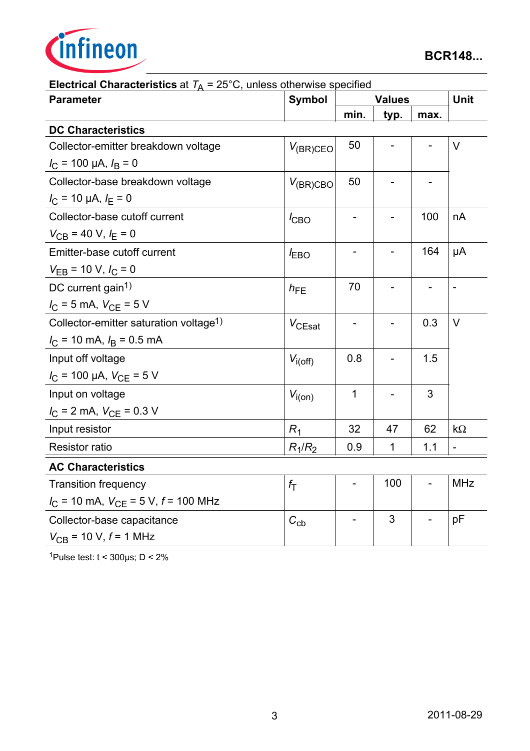**Electrical Characteristics** at $T_A$ = 25°C, unless otherwise specified

| Parameter | Symbol | Values | | | Unit |
|---|---|---|---|---|---|
| | | min. | typ. | max. | |
| **DC Characteristics** | | | | | |
| Collector-emitter breakdown voltage<br>$I_C$ = 100 µA, $I_B$ = 0 | $V_{(BR)CEO}$ | 50 | - | - | V |
| Collector-base breakdown voltage<br>$I_C$ = 10 µA, $I_E$ = 0 | $V_{(BR)CBO}$ | 50 | - | - | |
| Collector-base cutoff current<br>$V_{CB}$ = 40 V, $I_E$ = 0 | $I_{CBO}$ | - | - | 100 | nA |
| Emitter-base cutoff current<br>$V_{EB}$ = 10 V, $I_C$ = 0 | $I_{EBO}$ | - | - | 164 | µA |
| DC current gain[1)]<br>$I_C$ = 5 mA, $V_{CE}$ = 5 V | $h_{FE}$ | 70 | - | - | - |
| Collector-emitter saturation voltage[1)]<br>$I_C$ = 10 mA, $I_B$ = 0.5 mA | $V_{CEsat}$ | - | - | 0.3 | V |
| Input off voltage<br>$I_C$ = 100 µA, $V_{CE}$ = 5 V | $V_{i(off)}$ | 0.8 | - | 1.5 | |
| Input on voltage<br>$I_C$ = 2 mA, $V_{CE}$ = 0.3 V | $V_{i(on)}$ | 1 | - | 3 | |
| Input resistor | $R_1$ | 32 | 47 | 62 | kΩ |
| Resistor ratio | $R_1/R_2$ | 0.9 | 1 | 1.1 | - |
| **AC Characteristics** | | | | | |
| Transition frequency<br>$I_C$ = 10 mA, $V_{CE}$ = 5 V, $f$ = 100 MHz | $f_T$ | - | 100 | - | MHz |
| Collector-base capacitance<br>$V_{CB}$ = 10 V, $f$ = 1 MHz | $C_{cb}$ | - | 3 | - | pF |

[1]Pulse test: t < 300µs; D < 2%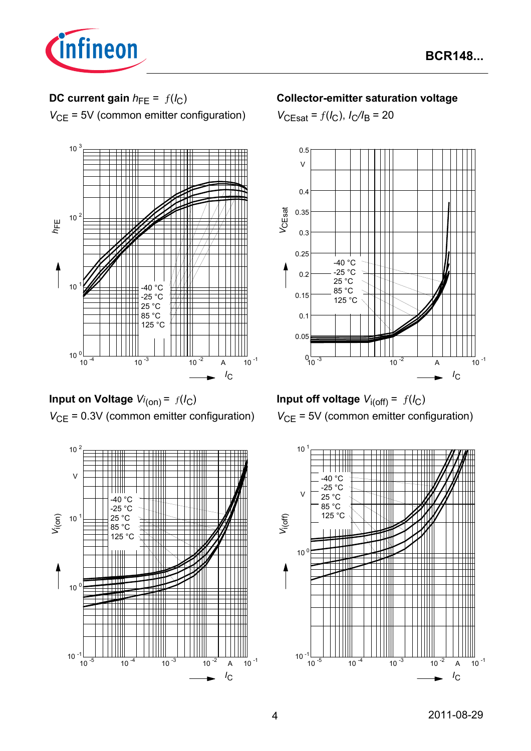**DC current gain $h_{FE}$ = $f(I_C)$**

$V_{CE}$ = 5V (common emitter configuration)

**Collector-emitter saturation voltage**

$V_{CEsat}$ = $f(I_C)$, $I_C/I_B$ = 20

**Input on Voltage $V_{i(on)}$ = $f(I_C)$**

$V_{CE}$ = 0.3V (common emitter configuration)

**Input off voltage $V_{i(off)}$ = $f(I_C)$**

$V_{CE}$ = 5V (common emitter configuration)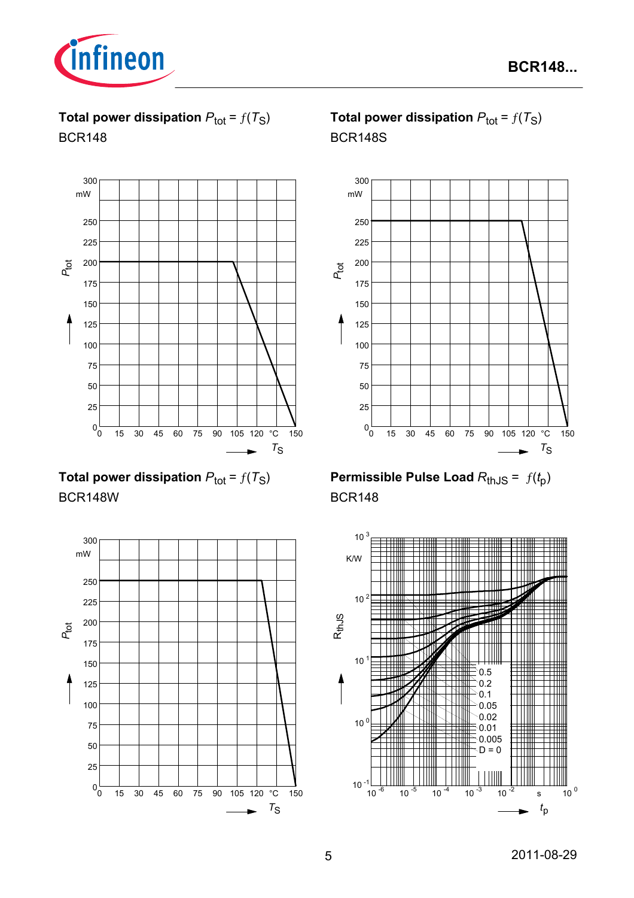**Total power dissipation $P_{tot} = f(T_S)$**

BCR148

**Total power dissipation $P_{tot} = f(T_S)$**

BCR148S

**Total power dissipation $P_{tot} = f(T_S)$**

BCR148W

**Permissible Pulse Load $R_{thJS} = f(t_p)$**

BCR148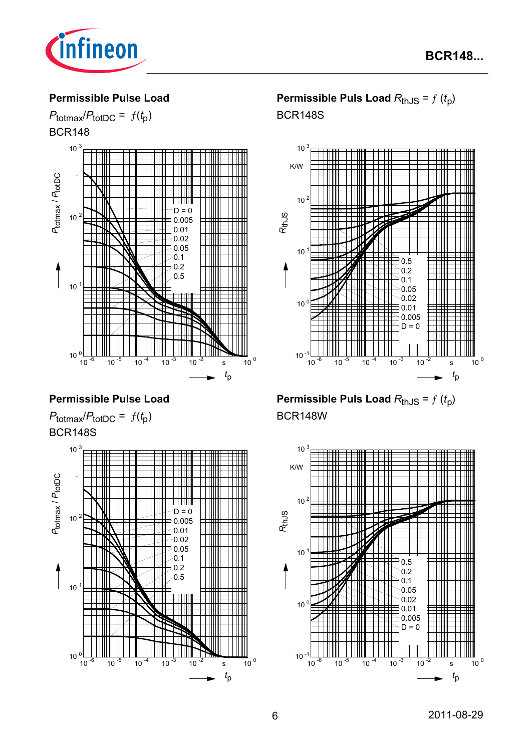## Permissible Pulse Load

$P_{totmax}/P_{totDC} = f(t_p)$

BCR148

## Permissible Puls Load $R_{thJS} = f(t_p)$

BCR148S

## Permissible Pulse Load

$P_{totmax}/P_{totDC} = f(t_p)$

BCR148S

## Permissible Puls Load $R_{thJS} = f(t_p)$

BCR148W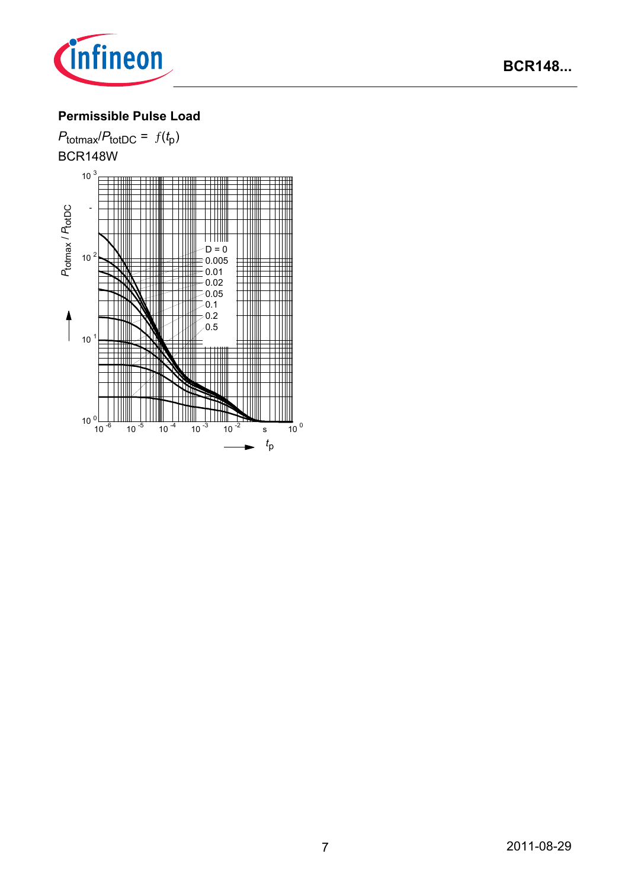**Permissible Pulse Load**

$P_{totmax}/P_{totDC} = f(t_p)$

BCR148W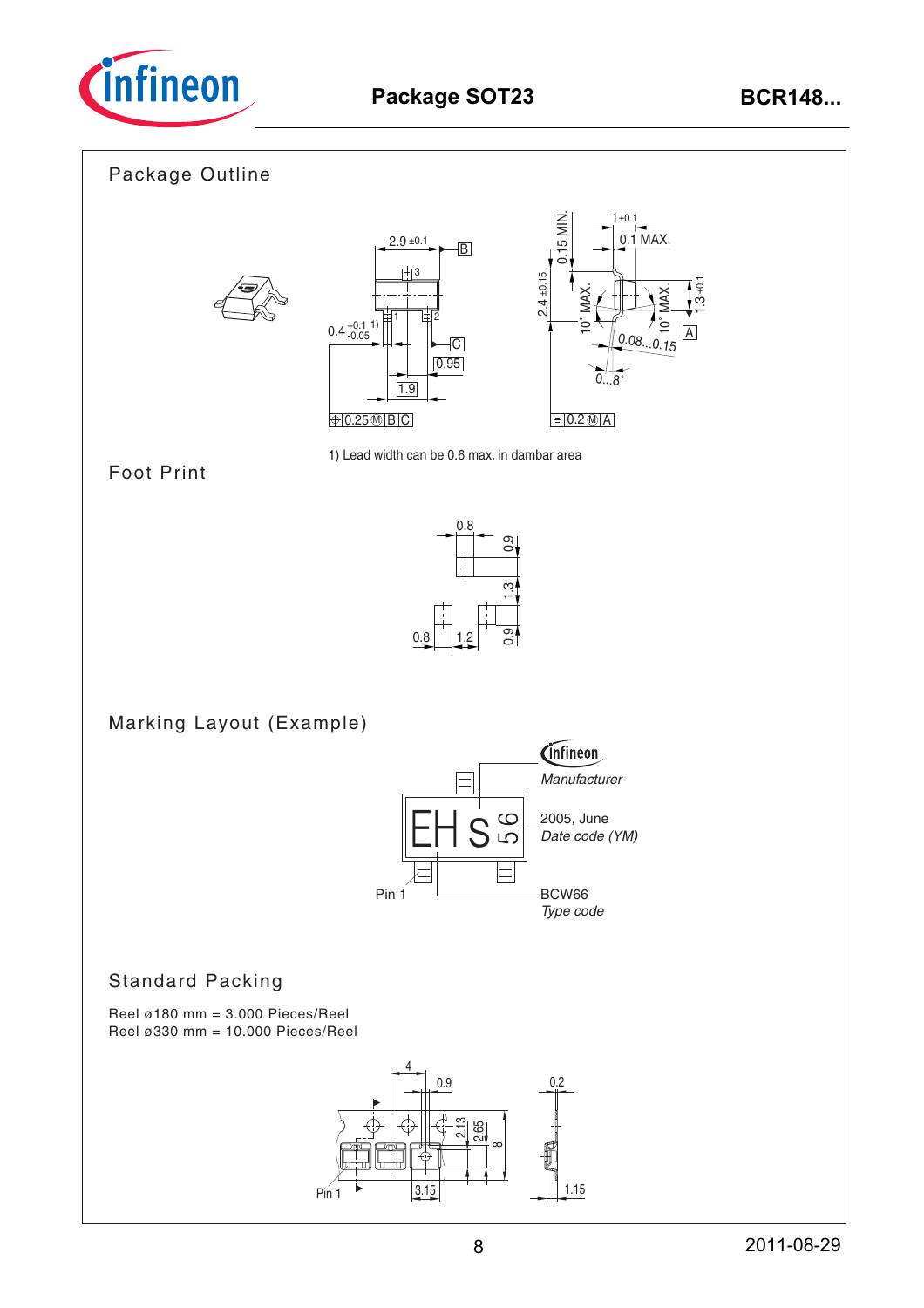## Package Outline

1) Lead width can be 0.6 max. in dambar area

## Foot Print

## Marking Layout (Example)

## Standard Packing

Reel ø180 mm = 3.000 Pieces/Reel
Reel ø330 mm = 10.000 Pieces/Reel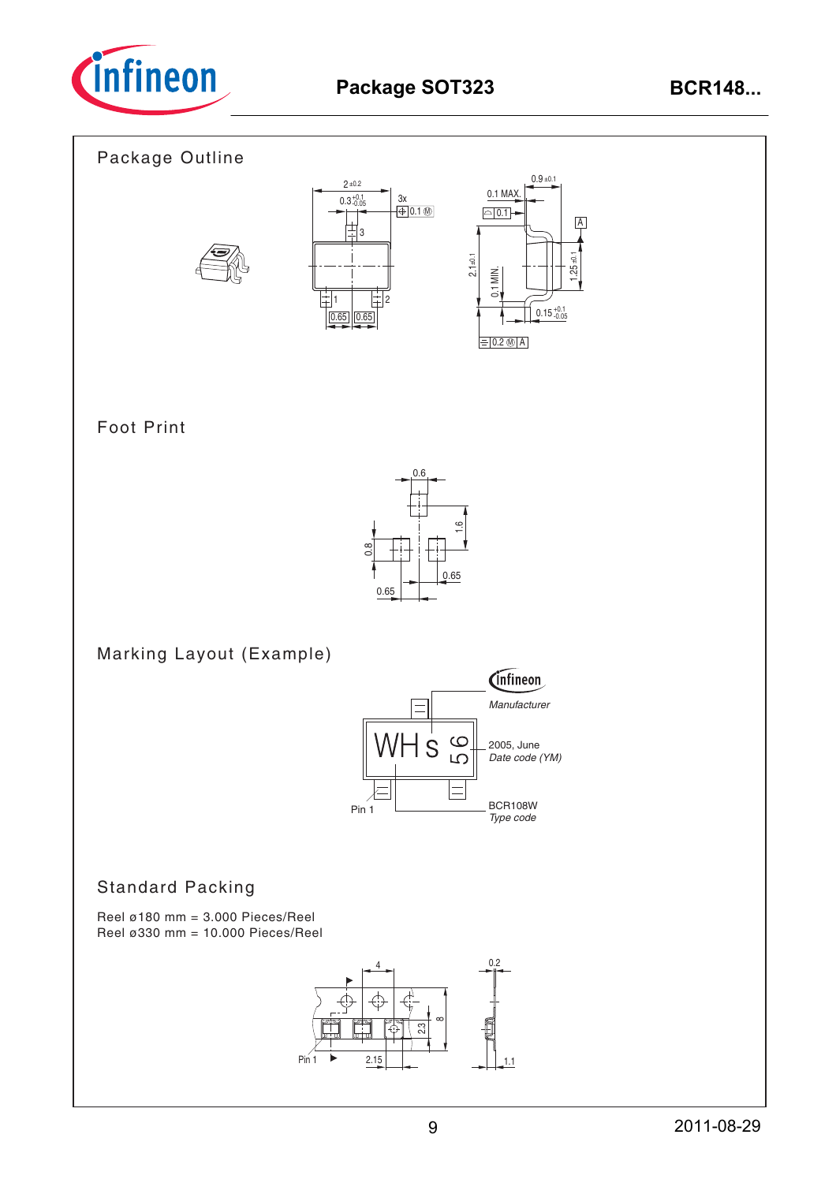## Package Outline

## Foot Print

## Marking Layout (Example)

## Standard Packing

Reel ø180 mm = 3.000 Pieces/Reel
Reel ø330 mm = 10.000 Pieces/Reel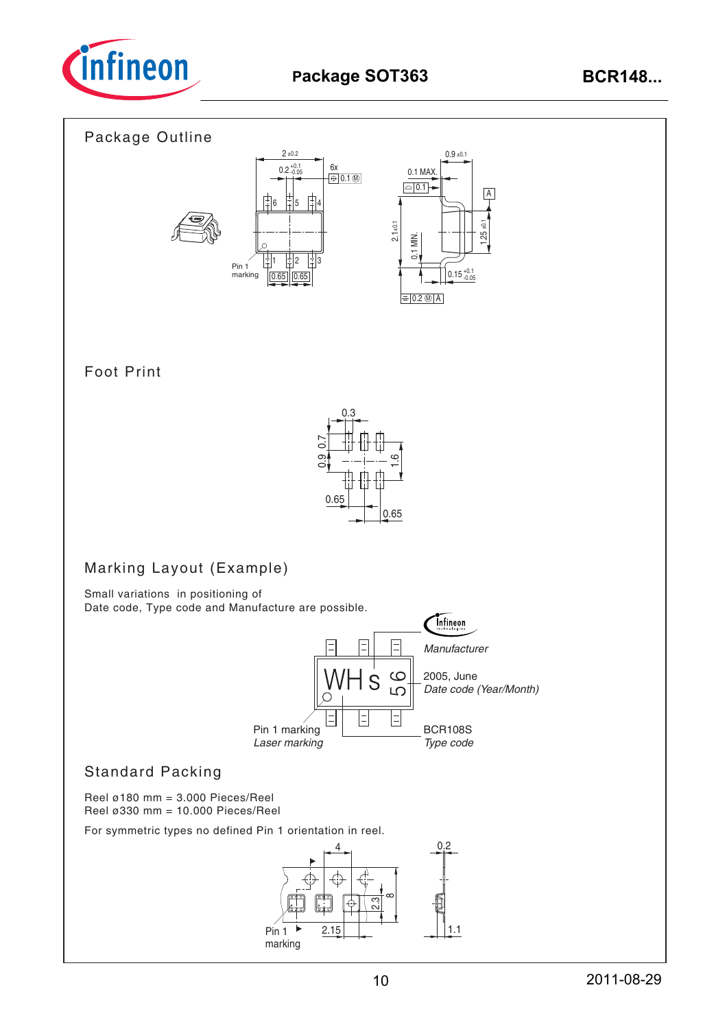# Package SOT363

## Package Outline

## Foot Print

## Marking Layout (Example)

Small variations in positioning of
Date code, Type code and Manufacture are possible.

*Manufacturer*

2005, June
*Date code (Year/Month)*

Pin 1 marking
*Laser marking*

BCR108S
*Type code*

## Standard Packing

Reel ø180 mm = 3.000 Pieces/Reel
Reel ø330 mm = 10.000 Pieces/Reel

For symmetric types no defined Pin 1 orientation in reel.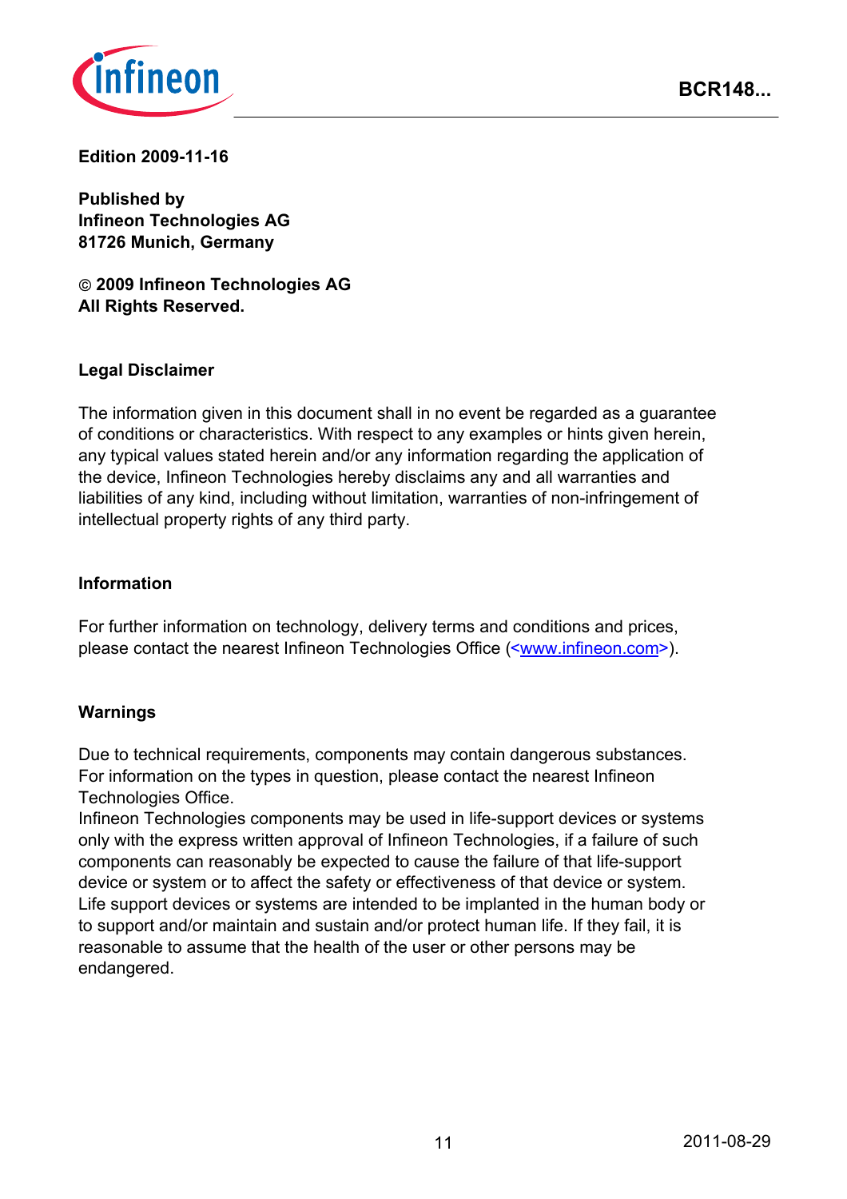**Edition 2009-11-16**

**Published by**
**Infineon Technologies AG**
**81726 Munich, Germany**

**© 2009 Infineon Technologies AG**
**All Rights Reserved.**

## Legal Disclaimer

The information given in this document shall in no event be regarded as a guarantee of conditions or characteristics. With respect to any examples or hints given herein, any typical values stated herein and/or any information regarding the application of the device, Infineon Technologies hereby disclaims any and all warranties and liabilities of any kind, including without limitation, warranties of non-infringement of intellectual property rights of any third party.

## Information

For further information on technology, delivery terms and conditions and prices, please contact the nearest Infineon Technologies Office (<www.infineon.com>).

## Warnings

Due to technical requirements, components may contain dangerous substances. For information on the types in question, please contact the nearest Infineon Technologies Office.
Infineon Technologies components may be used in life-support devices or systems only with the express written approval of Infineon Technologies, if a failure of such components can reasonably be expected to cause the failure of that life-support device or system or to affect the safety or effectiveness of that device or system. Life support devices or systems are intended to be implanted in the human body or to support and/or maintain and sustain and/or protect human life. If they fail, it is reasonable to assume that the health of the user or other persons may be endangered.